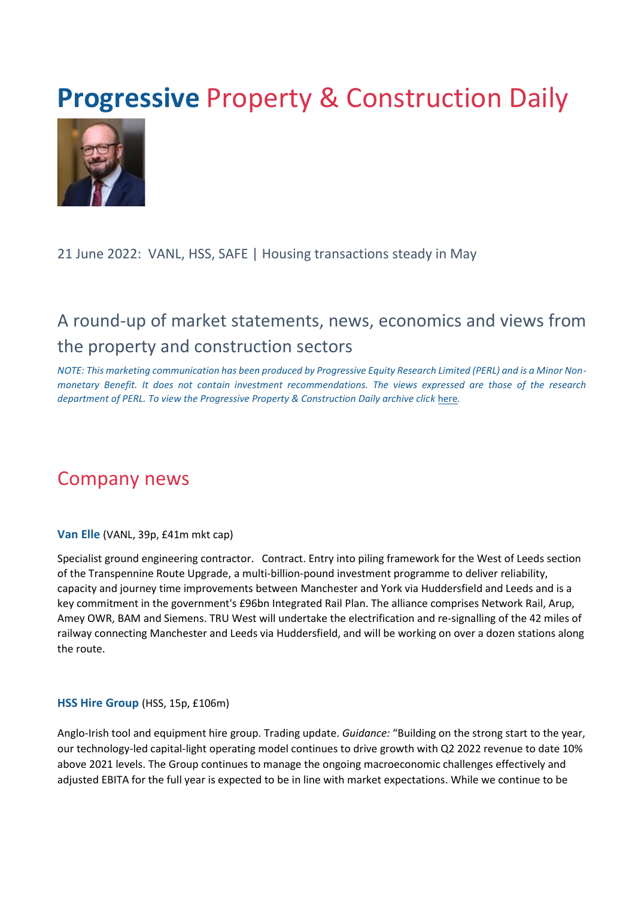# **Progressive** Property & Construction Daily

21 June 2022: VANL, HSS, SAFE | Housing transactions steady in May

## A round-up of market statements, news, economics and views from the property and construction sectors

*NOTE: This marketing communication has been produced by Progressive Equity Research Limited (PERL) and is a Minor Non-monetary Benefit. It does not contain investment recommendations. The views expressed are those of the research department of PERL. To view the Progressive Property & Construction Daily archive click here.*

## Company news

**Van Elle** (VANL, 39p, £41m mkt cap)

Specialist ground engineering contractor. Contract. Entry into piling framework for the West of Leeds section of the Transpennine Route Upgrade, a multi-billion-pound investment programme to deliver reliability, capacity and journey time improvements between Manchester and York via Huddersfield and Leeds and is a key commitment in the government's £96bn Integrated Rail Plan. The alliance comprises Network Rail, Arup, Amey OWR, BAM and Siemens. TRU West will undertake the electrification and re-signalling of the 42 miles of railway connecting Manchester and Leeds via Huddersfield, and will be working on over a dozen stations along the route.

**HSS Hire Group** (HSS, 15p, £106m)

Anglo-Irish tool and equipment hire group. Trading update. *Guidance:* "Building on the strong start to the year, our technology-led capital-light operating model continues to drive growth with Q2 2022 revenue to date 10% above 2021 levels. The Group continues to manage the ongoing macroeconomic challenges effectively and adjusted EBITA for the full year is expected to be in line with market expectations. While we continue to be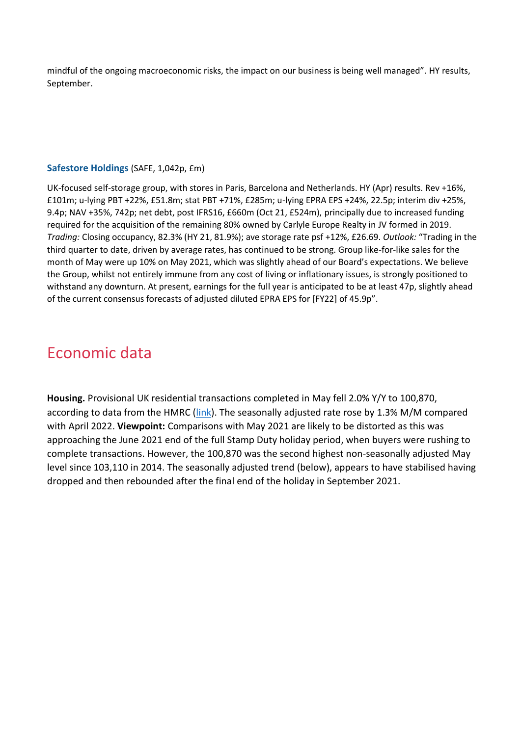mindful of the ongoing macroeconomic risks, the impact on our business is being well managed". HY results, September.

### Safestore Holdings (SAFE, 1,042p, £m)

UK-focused self-storage group, with stores in Paris, Barcelona and Netherlands. HY (Apr) results. Rev +16%, £101m; u-lying PBT +22%, £51.8m; stat PBT +71%, £285m; u-lying EPRA EPS +24%, 22.5p; interim div +25%, 9.4p; NAV +35%, 742p; net debt, post IFRS16, £660m (Oct 21, £524m), principally due to increased funding required for the acquisition of the remaining 80% owned by Carlyle Europe Realty in JV formed in 2019. *Trading:* Closing occupancy, 82.3% (HY 21, 81.9%); ave storage rate psf +12%, £26.69. *Outlook:* "Trading in the third quarter to date, driven by average rates, has continued to be strong. Group like-for-like sales for the month of May were up 10% on May 2021, which was slightly ahead of our Board's expectations. We believe the Group, whilst not entirely immune from any cost of living or inflationary issues, is strongly positioned to withstand any downturn. At present, earnings for the full year is anticipated to be at least 47p, slightly ahead of the current consensus forecasts of adjusted diluted EPRA EPS for [FY22] of 45.9p".

## Economic data

**Housing.** Provisional UK residential transactions completed in May fell 2.0% Y/Y to 100,870, according to data from the HMRC (link). The seasonally adjusted rate rose by 1.3% M/M compared with April 2022. **Viewpoint:** Comparisons with May 2021 are likely to be distorted as this was approaching the June 2021 end of the full Stamp Duty holiday period, when buyers were rushing to complete transactions. However, the 100,870 was the second highest non-seasonally adjusted May level since 103,110 in 2014. The seasonally adjusted trend (below), appears to have stabilised having dropped and then rebounded after the final end of the holiday in September 2021.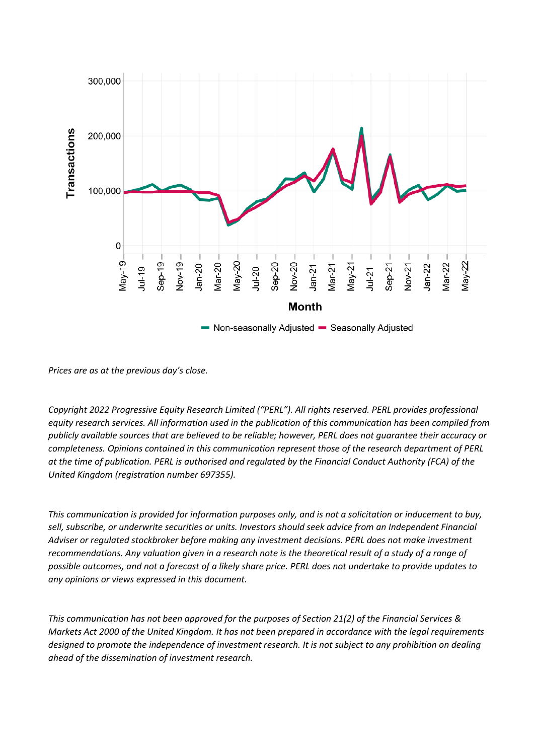*Prices are as at the previous day's close.*

*Copyright 2022 Progressive Equity Research Limited ("PERL"). All rights reserved. PERL provides professional equity research services. All information used in the publication of this communication has been compiled from publicly available sources that are believed to be reliable; however, PERL does not guarantee their accuracy or completeness. Opinions contained in this communication represent those of the research department of PERL at the time of publication. PERL is authorised and regulated by the Financial Conduct Authority (FCA) of the United Kingdom (registration number 697355).*

*This communication is provided for information purposes only, and is not a solicitation or inducement to buy, sell, subscribe, or underwrite securities or units. Investors should seek advice from an Independent Financial Adviser or regulated stockbroker before making any investment decisions. PERL does not make investment recommendations. Any valuation given in a research note is the theoretical result of a study of a range of possible outcomes, and not a forecast of a likely share price. PERL does not undertake to provide updates to any opinions or views expressed in this document.*

*This communication has not been approved for the purposes of Section 21(2) of the Financial Services & Markets Act 2000 of the United Kingdom. It has not been prepared in accordance with the legal requirements designed to promote the independence of investment research. It is not subject to any prohibition on dealing ahead of the dissemination of investment research.*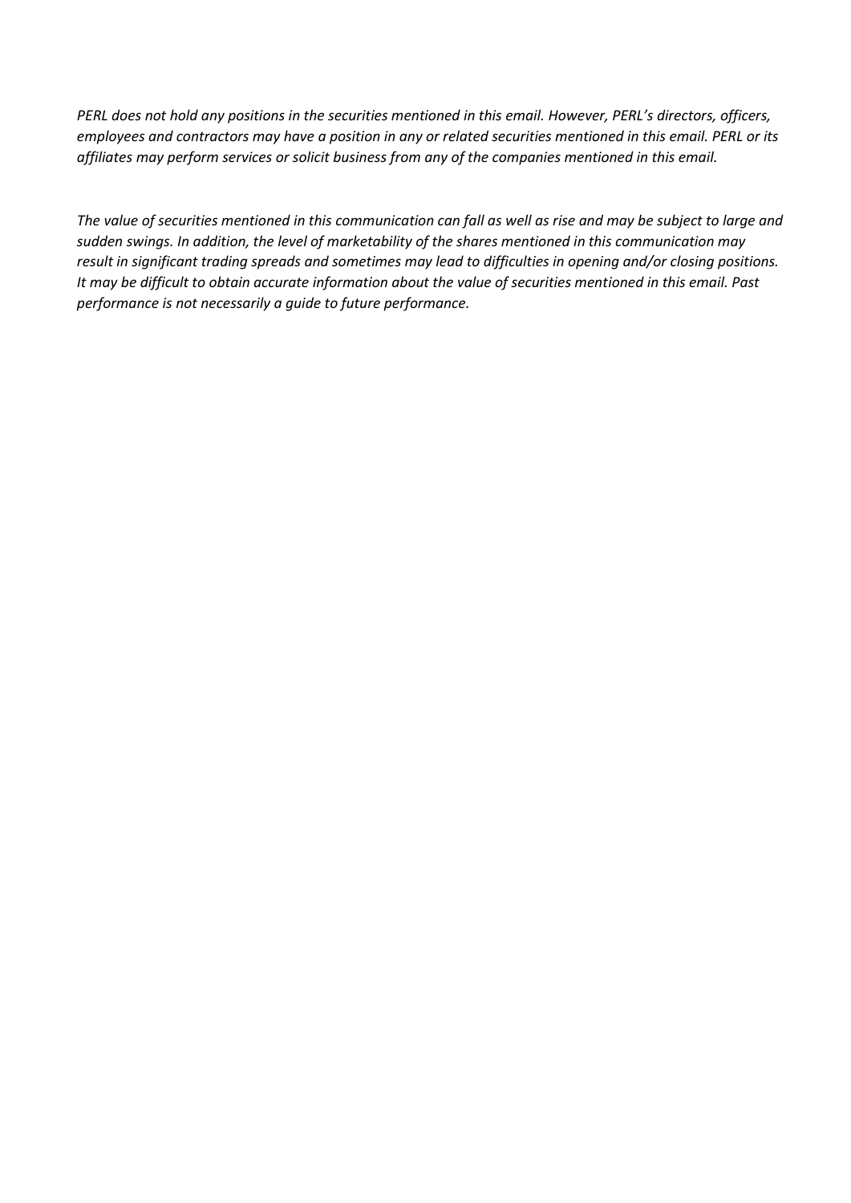*PERL does not hold any positions in the securities mentioned in this email. However, PERL's directors, officers, employees and contractors may have a position in any or related securities mentioned in this email. PERL or its affiliates may perform services or solicit business from any of the companies mentioned in this email.*

*The value of securities mentioned in this communication can fall as well as rise and may be subject to large and sudden swings. In addition, the level of marketability of the shares mentioned in this communication may result in significant trading spreads and sometimes may lead to difficulties in opening and/or closing positions. It may be difficult to obtain accurate information about the value of securities mentioned in this email. Past performance is not necessarily a guide to future performance.*